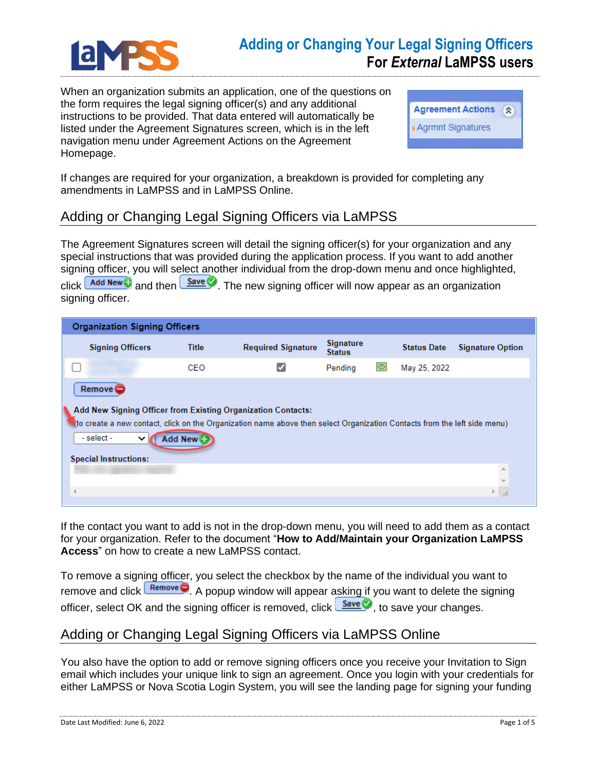# Adding or Changing Your Legal Signing Officers

## For *External* LaMPSS users

When an organization submits an application, one of the questions on the form requires the legal signing officer(s) and any additional instructions to be provided. That data entered will automatically be listed under the Agreement Signatures screen, which is in the left navigation menu under Agreement Actions on the Agreement Homepage.

Agreement Actions
Agrmnt Signatures

If changes are required for your organization, a breakdown is provided for completing any amendments in LaMPSS and in LaMPSS Online.

## Adding or Changing Legal Signing Officers via LaMPSS

The Agreement Signatures screen will detail the signing officer(s) for your organization and any special instructions that was provided during the application process. If you want to add another signing officer, you will select another individual from the drop-down menu and once highlighted, click **Add New** and then **Save**. The new signing officer will now appear as an organization signing officer.

**Organization Signing Officers**

| | Signing Officers | Title | Required Signature | Signature Status | | Status Date | Signature Option |
|---|---|---|---|---|---|---|---|
| ☐ | | CEO | ☑ | Pending | ✉ | May 25, 2022 | |

Remove

**Add New Signing Officer from Existing Organization Contacts:**
(to create a new contact, click on the Organization name above then select Organization Contacts from the left side menu)

- select - | Add New

**Special Instructions:**

If the contact you want to add is not in the drop-down menu, you will need to add them as a contact for your organization. Refer to the document "**How to Add/Maintain your Organization LaMPSS Access**" on how to create a new LaMPSS contact.

To remove a signing officer, you select the checkbox by the name of the individual you want to remove and click **Remove**. A popup window will appear asking if you want to delete the signing officer, select OK and the signing officer is removed, click **Save**, to save your changes.

## Adding or Changing Legal Signing Officers via LaMPSS Online

You also have the option to add or remove signing officers once you receive your Invitation to Sign email which includes your unique link to sign an agreement. Once you login with your credentials for either LaMPSS or Nova Scotia Login System, you will see the landing page for signing your funding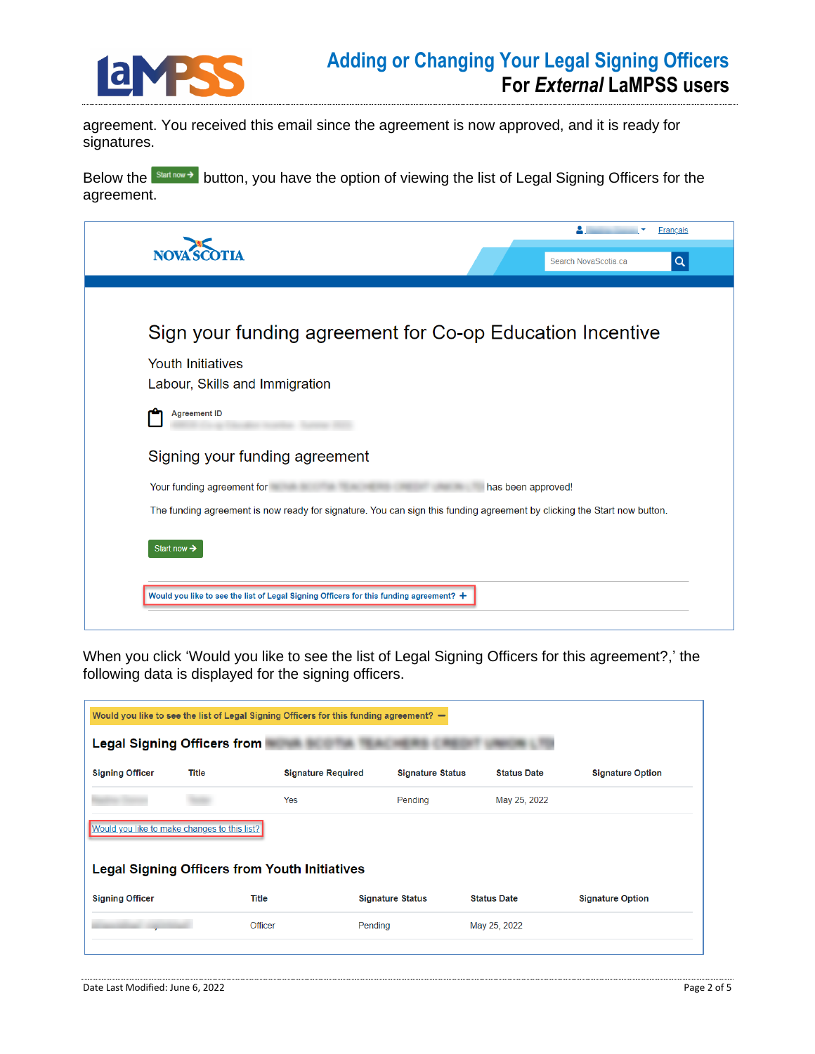agreement. You received this email since the agreement is now approved, and it is ready for signatures.

Below the **Start now →** button, you have the option of viewing the list of Legal Signing Officers for the agreement.

NOVA SCOTIA

Français

Search NovaScotia.ca

# Sign your funding agreement for Co-op Education Incentive

Youth Initiatives

Labour, Skills and Immigration

**Agreement ID**

## Signing your funding agreement

Your funding agreement for has been approved!

The funding agreement is now ready for signature. You can sign this funding agreement by clicking the Start now button.

Start now →

Would you like to see the list of Legal Signing Officers for this funding agreement? +

When you click 'Would you like to see the list of Legal Signing Officers for this agreement?,' the following data is displayed for the signing officers.

**Would you like to see the list of Legal Signing Officers for this funding agreement? —**

### Legal Signing Officers from

| Signing Officer | Title | Signature Required | Signature Status | Status Date | Signature Option |
|---|---|---|---|---|---|
| | | Yes | Pending | May 25, 2022 | |

Would you like to make changes to this list?

### Legal Signing Officers from Youth Initiatives

| Signing Officer | Title | Signature Status | Status Date | Signature Option |
|---|---|---|---|---|
| | Officer | Pending | May 25, 2022 | |

Date Last Modified: June 6, 2022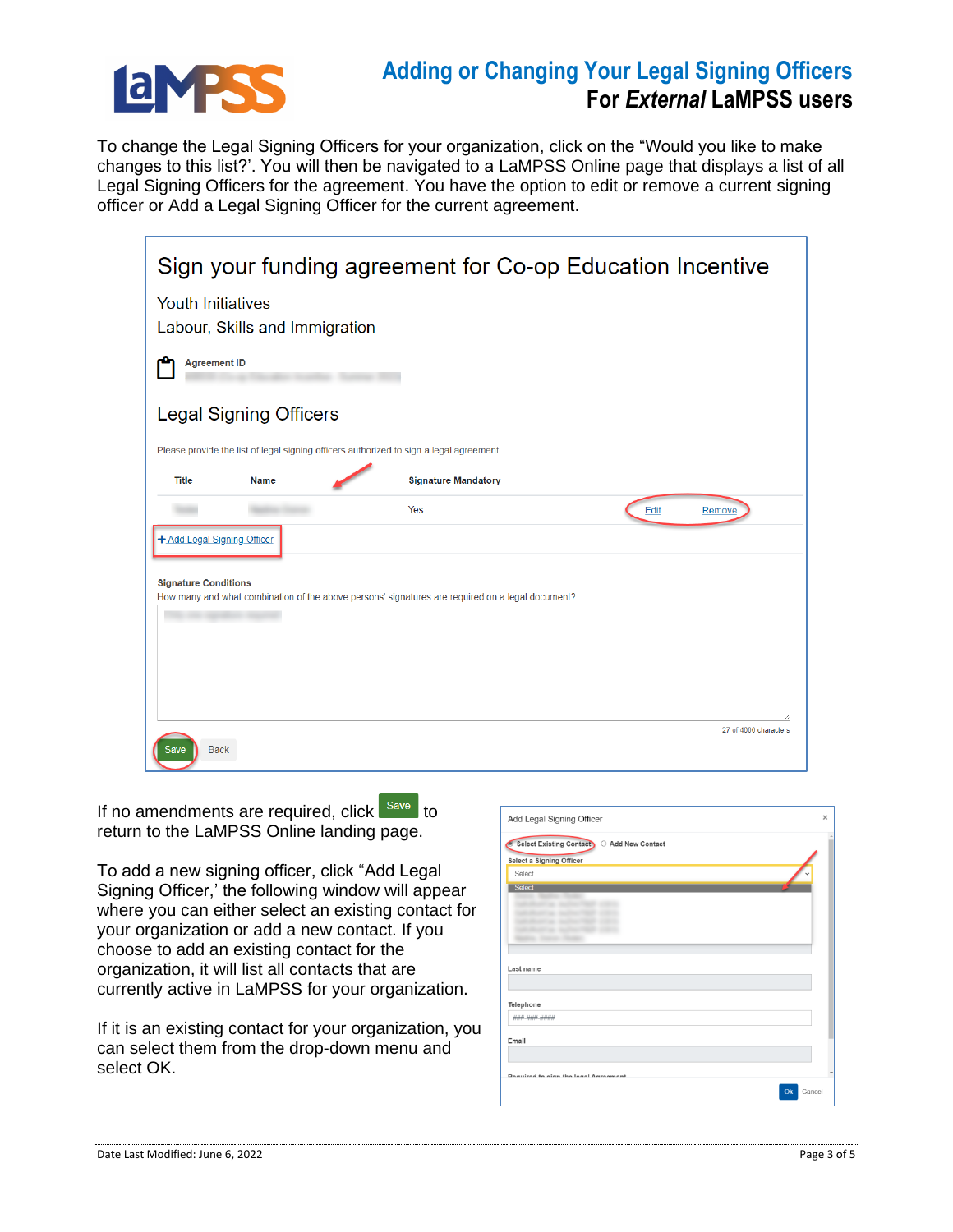To change the Legal Signing Officers for your organization, click on the “Would you like to make changes to this list?’. You will then be navigated to a LaMPSS Online page that displays a list of all Legal Signing Officers for the agreement. You have the option to edit or remove a current signing officer or Add a Legal Signing Officer for the current agreement.

## Sign your funding agreement for Co-op Education Incentive

Youth Initiatives

Labour, Skills and Immigration

Agreement ID

### Legal Signing Officers

Please provide the list of legal signing officers authorized to sign a legal agreement.

| Title | Name | Signature Mandatory | | |
|---|---|---|---|---|
| | | Yes | Edit | Remove |

+ Add Legal Signing Officer

**Signature Conditions**

How many and what combination of the above persons' signatures are required on a legal document?

27 of 4000 characters

Save Back

If no amendments are required, click Save to return to the LaMPSS Online landing page.

To add a new signing officer, click “Add Legal Signing Officer,’ the following window will appear where you can either select an existing contact for your organization or add a new contact. If you choose to add an existing contact for the organization, it will list all contacts that are currently active in LaMPSS for your organization.

If it is an existing contact for your organization, you can select them from the drop-down menu and select OK.

Add Legal Signing Officer

Select Existing Contact   Add New Contact

Select a Signing Officer

Select

Last name

Telephone

Email

Required to sign the legal Agreement

Ok Cancel

Date Last Modified: June 6, 2022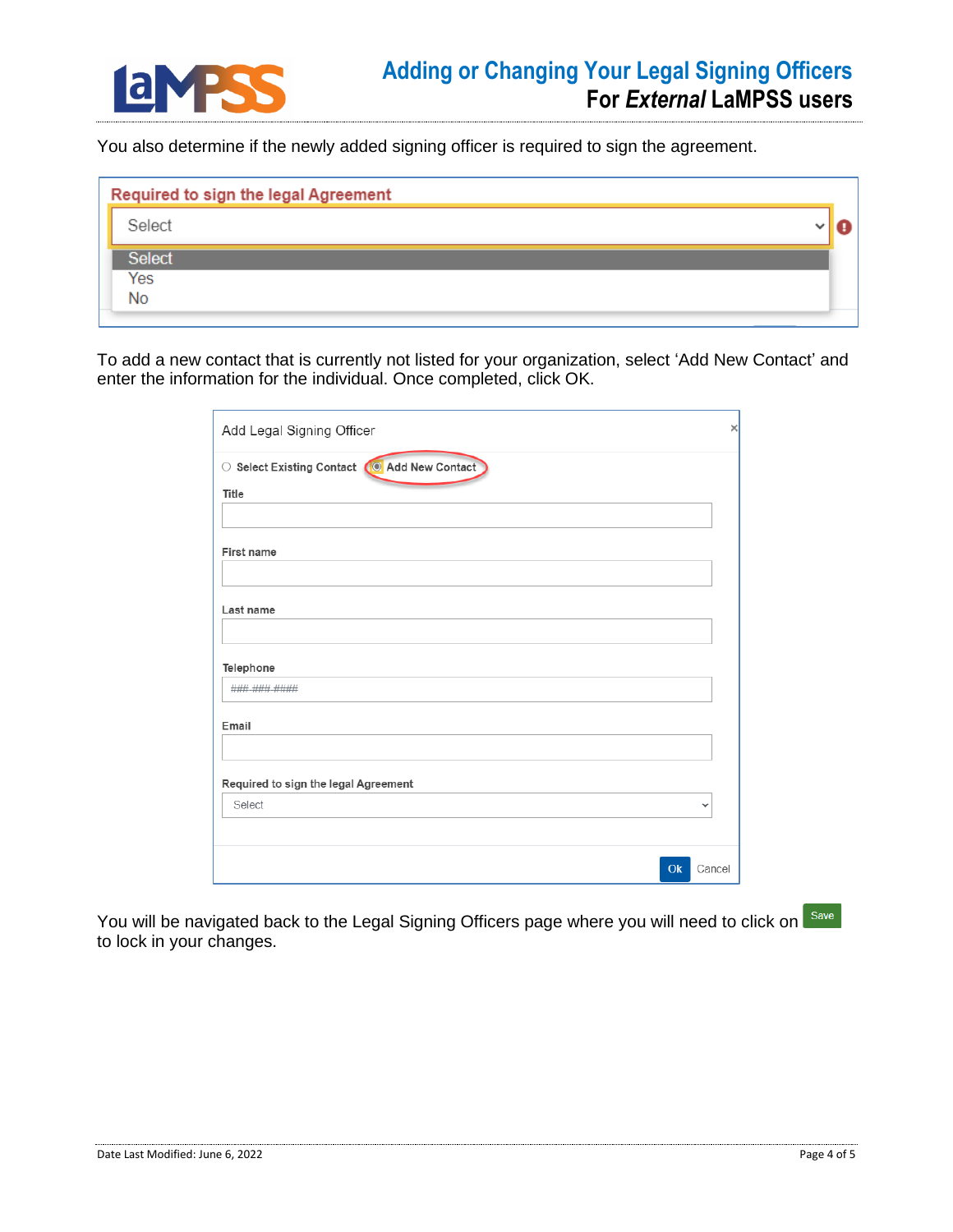You also determine if the newly added signing officer is required to sign the agreement.

**Required to sign the legal Agreement**

Select
- Select
- Yes
- No

To add a new contact that is currently not listed for your organization, select 'Add New Contact' and enter the information for the individual. Once completed, click OK.

**Add Legal Signing Officer**

○ Select Existing Contact ◉ Add New Contact

Title

First name

Last name

Telephone

Email

Required to sign the legal Agreement

Select

Ok Cancel

You will be navigated back to the Legal Signing Officers page where you will need to click on Save to lock in your changes.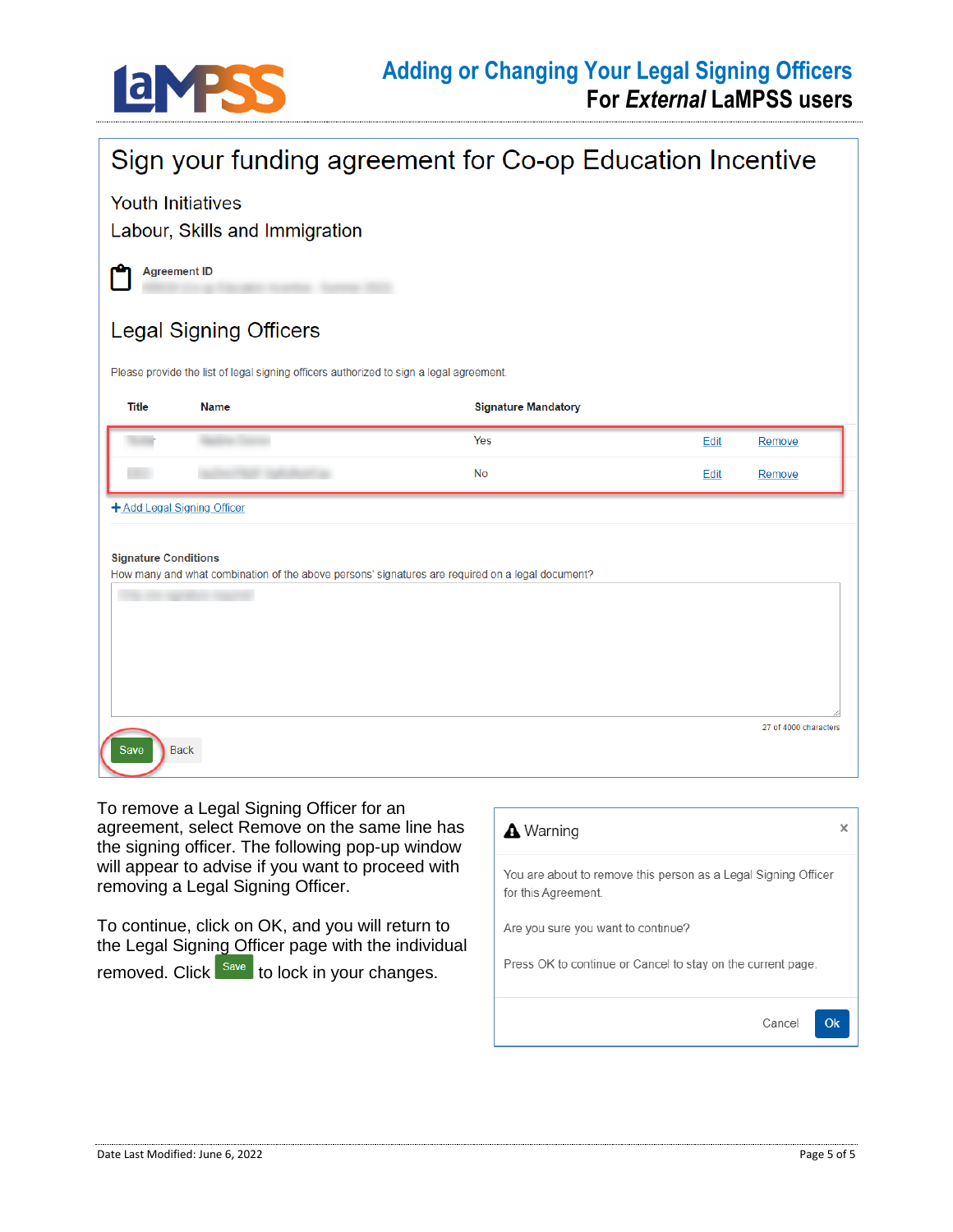# Sign your funding agreement for Co-op Education Incentive

Youth Initiatives

Labour, Skills and Immigration

**Agreement ID**

## Legal Signing Officers

Please provide the list of legal signing officers authorized to sign a legal agreement.

| Title | Name | Signature Mandatory | | |
|---|---|---|---|---|
| | | Yes | Edit | Remove |
| | | No | Edit | Remove |

+ Add Legal Signing Officer

**Signature Conditions**

How many and what combination of the above persons' signatures are required on a legal document?

27 of 4000 characters

Save Back

To remove a Legal Signing Officer for an agreement, select Remove on the same line has the signing officer. The following pop-up window will appear to advise if you want to proceed with removing a Legal Signing Officer.

**Warning**

You are about to remove this person as a Legal Signing Officer for this Agreement.

Are you sure you want to continue?

Press OK to continue or Cancel to stay on the current page.

Cancel Ok

To continue, click on OK, and you will return to the Legal Signing Officer page with the individual removed. Click Save to lock in your changes.

Date Last Modified: June 6, 2022